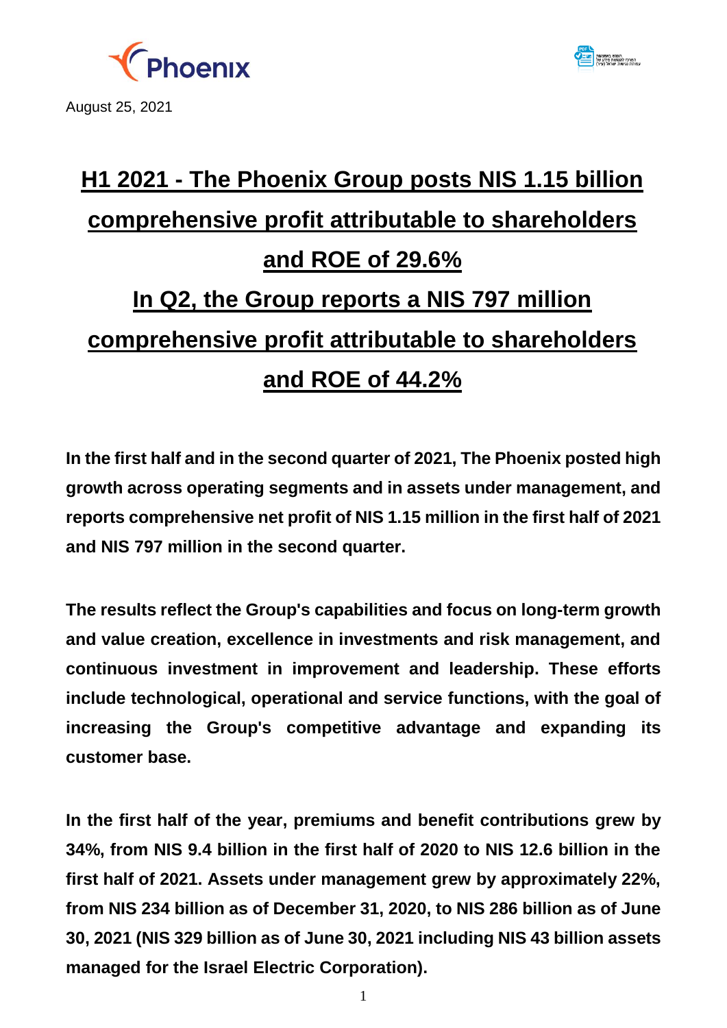August 25, 2021

# H1 2021 - The Phoenix Group posts NIS 1.15 billion comprehensive profit attributable to shareholders and ROE of 29.6%

# In Q2, the Group reports a NIS 797 million comprehensive profit attributable to shareholders and ROE of 44.2%

**In the first half and in the second quarter of 2021, The Phoenix posted high growth across operating segments and in assets under management, and reports comprehensive net profit of NIS 1.15 million in the first half of 2021 and NIS 797 million in the second quarter.**

**The results reflect the Group's capabilities and focus on long-term growth and value creation, excellence in investments and risk management, and continuous investment in improvement and leadership. These efforts include technological, operational and service functions, with the goal of increasing the Group's competitive advantage and expanding its customer base.**

**In the first half of the year, premiums and benefit contributions grew by 34%, from NIS 9.4 billion in the first half of 2020 to NIS 12.6 billion in the first half of 2021. Assets under management grew by approximately 22%, from NIS 234 billion as of December 31, 2020, to NIS 286 billion as of June 30, 2021 (NIS 329 billion as of June 30, 2021 including NIS 43 billion assets managed for the Israel Electric Corporation).**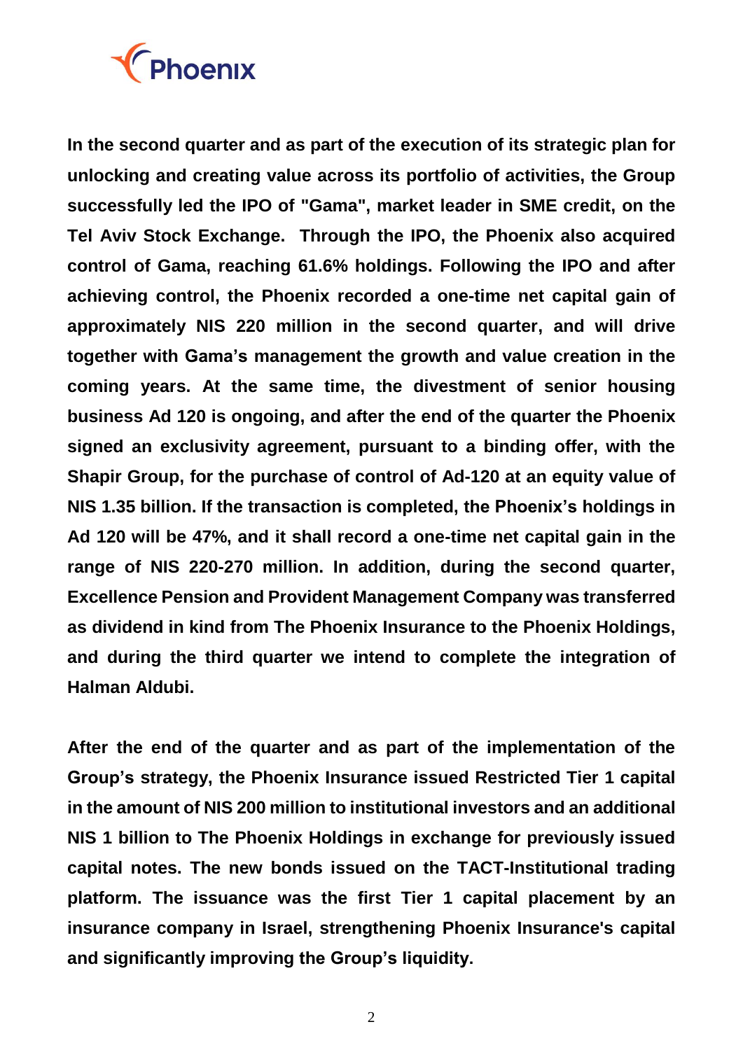**In the second quarter and as part of the execution of its strategic plan for unlocking and creating value across its portfolio of activities, the Group successfully led the IPO of "Gama", market leader in SME credit, on the Tel Aviv Stock Exchange. Through the IPO, the Phoenix also acquired control of Gama, reaching 61.6% holdings. Following the IPO and after achieving control, the Phoenix recorded a one-time net capital gain of approximately NIS 220 million in the second quarter, and will drive together with Gama's management the growth and value creation in the coming years. At the same time, the divestment of senior housing business Ad 120 is ongoing, and after the end of the quarter the Phoenix signed an exclusivity agreement, pursuant to a binding offer, with the Shapir Group, for the purchase of control of Ad-120 at an equity value of NIS 1.35 billion. If the transaction is completed, the Phoenix's holdings in Ad 120 will be 47%, and it shall record a one-time net capital gain in the range of NIS 220-270 million. In addition, during the second quarter, Excellence Pension and Provident Management Company was transferred as dividend in kind from The Phoenix Insurance to the Phoenix Holdings, and during the third quarter we intend to complete the integration of Halman Aldubi.**

**After the end of the quarter and as part of the implementation of the Group's strategy, the Phoenix Insurance issued Restricted Tier 1 capital in the amount of NIS 200 million to institutional investors and an additional NIS 1 billion to The Phoenix Holdings in exchange for previously issued capital notes. The new bonds issued on the TACT-Institutional trading platform. The issuance was the first Tier 1 capital placement by an insurance company in Israel, strengthening Phoenix Insurance's capital and significantly improving the Group's liquidity.**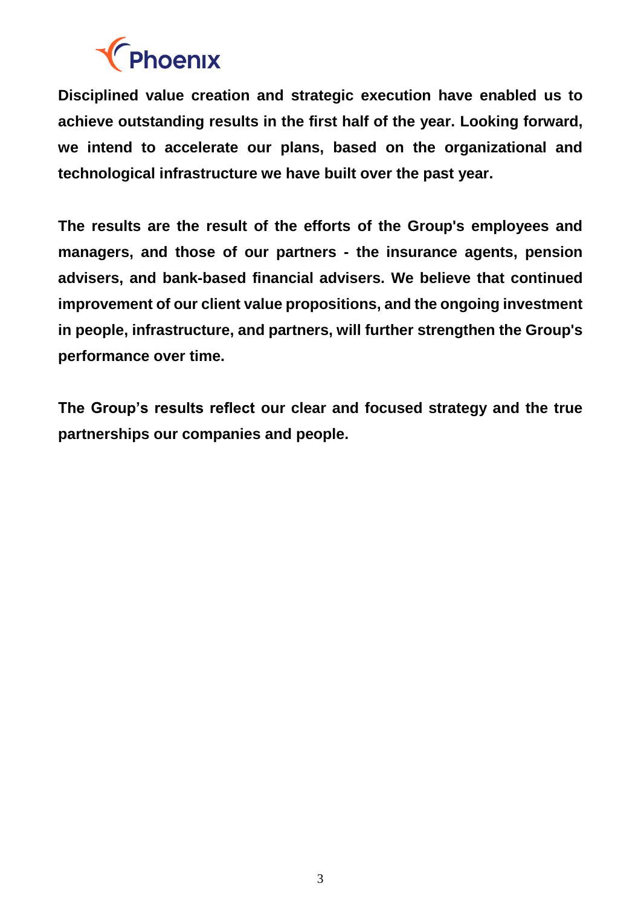**Disciplined value creation and strategic execution have enabled us to achieve outstanding results in the first half of the year. Looking forward, we intend to accelerate our plans, based on the organizational and technological infrastructure we have built over the past year.**

**The results are the result of the efforts of the Group's employees and managers, and those of our partners - the insurance agents, pension advisers, and bank-based financial advisers. We believe that continued improvement of our client value propositions, and the ongoing investment in people, infrastructure, and partners, will further strengthen the Group's performance over time.**

**The Group's results reflect our clear and focused strategy and the true partnerships our companies and people.**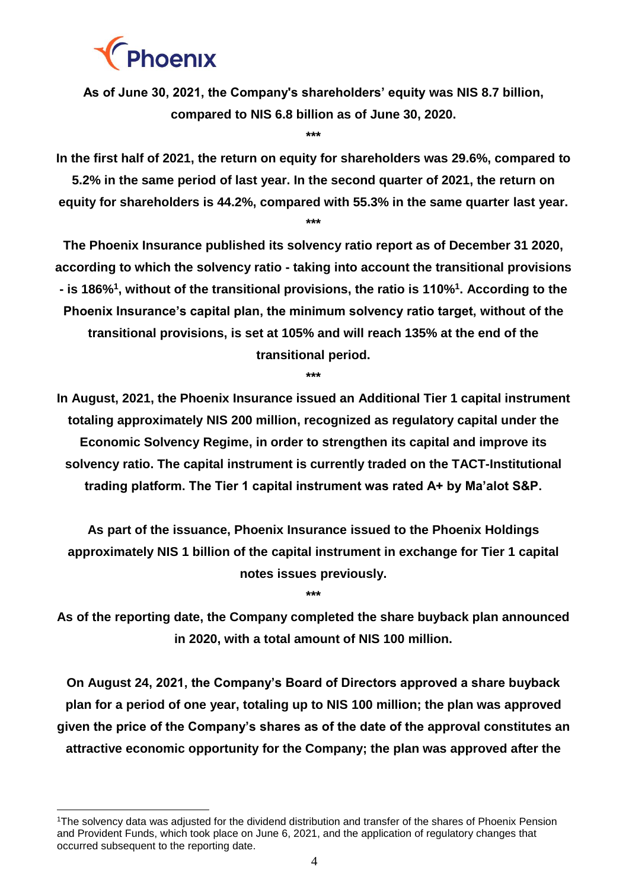**As of June 30, 2021, the Company's shareholders' equity was NIS 8.7 billion, compared to NIS 6.8 billion as of June 30, 2020.**

***

**In the first half of 2021, the return on equity for shareholders was 29.6%, compared to 5.2% in the same period of last year. In the second quarter of 2021, the return on equity for shareholders is 44.2%, compared with 55.3% in the same quarter last year.**

***

**The Phoenix Insurance published its solvency ratio report as of December 31 2020, according to which the solvency ratio - taking into account the transitional provisions - is 186%[1], without of the transitional provisions, the ratio is 110%[1]. According to the Phoenix Insurance's capital plan, the minimum solvency ratio target, without of the transitional provisions, is set at 105% and will reach 135% at the end of the transitional period.**

***

**In August, 2021, the Phoenix Insurance issued an Additional Tier 1 capital instrument totaling approximately NIS 200 million, recognized as regulatory capital under the Economic Solvency Regime, in order to strengthen its capital and improve its solvency ratio. The capital instrument is currently traded on the TACT-Institutional trading platform. The Tier 1 capital instrument was rated A+ by Ma'alot S&P.**

**As part of the issuance, Phoenix Insurance issued to the Phoenix Holdings approximately NIS 1 billion of the capital instrument in exchange for Tier 1 capital notes issues previously.**

***

**As of the reporting date, the Company completed the share buyback plan announced in 2020, with a total amount of NIS 100 million.**

**On August 24, 2021, the Company's Board of Directors approved a share buyback plan for a period of one year, totaling up to NIS 100 million; the plan was approved given the price of the Company's shares as of the date of the approval constitutes an attractive economic opportunity for the Company; the plan was approved after the**

[1]The solvency data was adjusted for the dividend distribution and transfer of the shares of Phoenix Pension and Provident Funds, which took place on June 6, 2021, and the application of regulatory changes that occurred subsequent to the reporting date.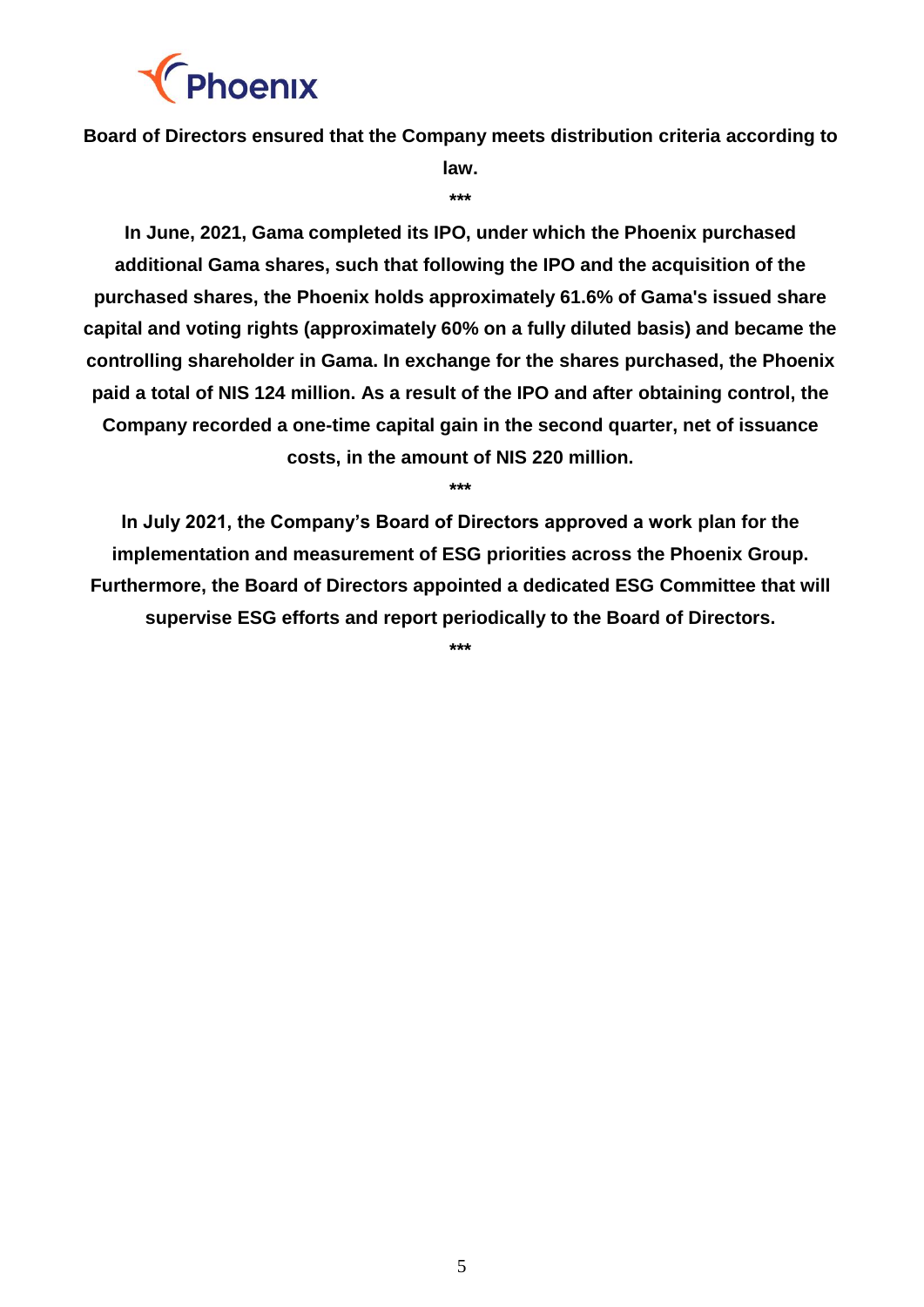**Board of Directors ensured that the Company meets distribution criteria according to law.**

***

**In June, 2021, Gama completed its IPO, under which the Phoenix purchased additional Gama shares, such that following the IPO and the acquisition of the purchased shares, the Phoenix holds approximately 61.6% of Gama's issued share capital and voting rights (approximately 60% on a fully diluted basis) and became the controlling shareholder in Gama. In exchange for the shares purchased, the Phoenix paid a total of NIS 124 million. As a result of the IPO and after obtaining control, the Company recorded a one-time capital gain in the second quarter, net of issuance costs, in the amount of NIS 220 million.**

***

**In July 2021, the Company's Board of Directors approved a work plan for the implementation and measurement of ESG priorities across the Phoenix Group. Furthermore, the Board of Directors appointed a dedicated ESG Committee that will supervise ESG efforts and report periodically to the Board of Directors.**

***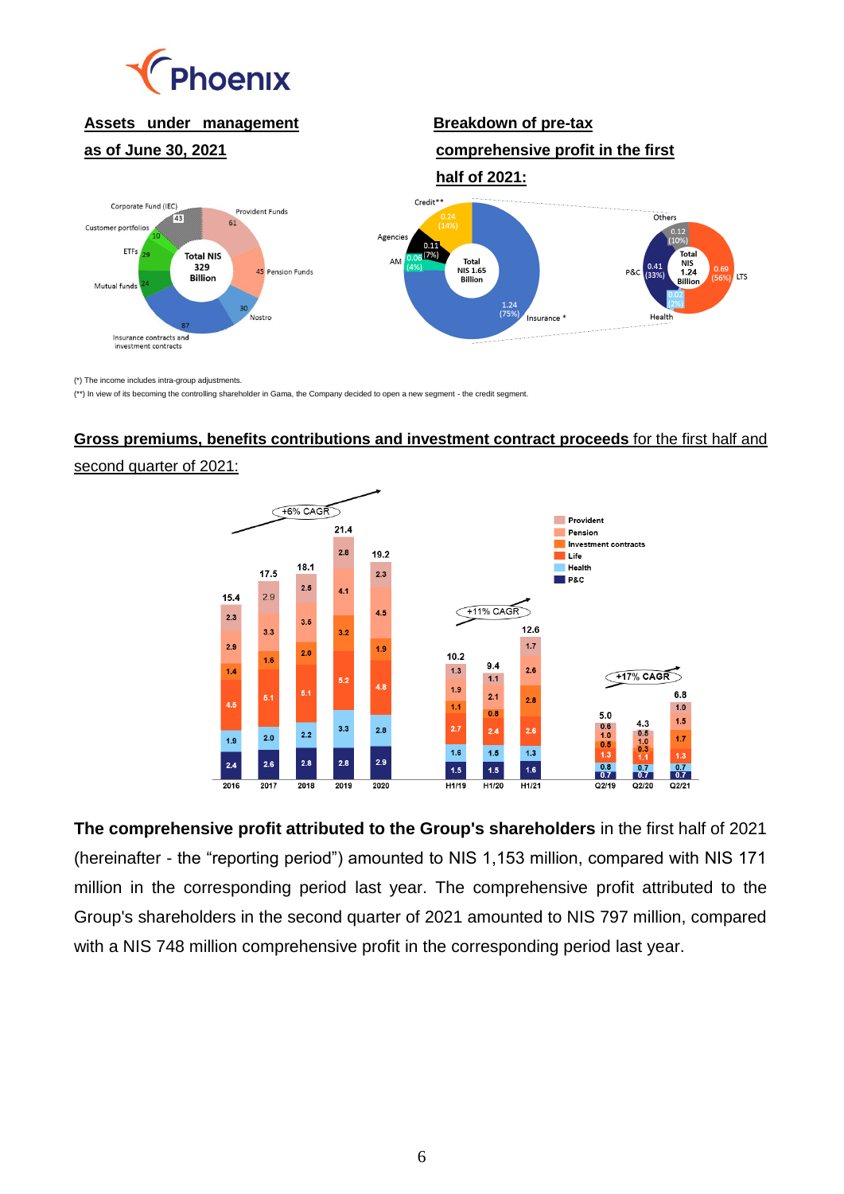**Assets under management as of June 30, 2021**

Corporate Fund (IEC) 43
Provident Funds 61
Customer portfolios 10
ETFs 29
Total NIS 329 Billion
Pension Funds 45
Mutual funds 24
Nostro 30
Insurance contracts and investment contracts 87

**Breakdown of pre-tax comprehensive profit in the first half of 2021:**

Credit** 0.24 (14%)
Agencies 0.11 (7%)
AM 0.06 (4%)
Total NIS 1.65 Billion
Insurance * 1.24 (75%)

Others 0.12 (10%)
P&C 0.41 (33%)
Total NIS 1.24 Billion
LTS 0.69 (56%)
Health 0.02 (2%)

(*) The income includes intra-group adjustments.

(**) In view of its becoming the controlling shareholder in Gama, the Company decided to open a new segment - the credit segment.

**Gross premiums, benefits contributions and investment contract proceeds** for the first half and second quarter of 2021:

| | 2016 | 2017 | 2018 | 2019 | 2020 | H1/19 | H1/20 | H1/21 | Q2/19 | Q2/20 | Q2/21 |
|---|---|---|---|---|---|---|---|---|---|---|---|
| Provident | 2.3 | 2.9 | 2.6 | 2.8 | 2.3 | 1.3 | 1.1 | 1.7 | 0.6 | 0.5 | 1.0 |
| Pension | 2.9 | 3.3 | 3.6 | 4.1 | 4.5 | 1.9 | 2.1 | 2.6 | 1.0 | 1.0 | 1.5 |
| Investment contracts | 1.4 | 1.6 | 2.0 | 3.2 | 1.9 | 1.1 | 0.8 | 2.8 | 0.5 | 0.3 | 1.7 |
| Life | 4.5 | 5.1 | 5.1 | 5.2 | 4.8 | 2.7 | 2.4 | 2.6 | 1.3 | 1.1 | 1.3 |
| Health | 1.9 | 2.0 | 2.2 | 3.3 | 2.8 | 1.6 | 1.5 | 1.3 | 0.8 | 0.7 | 0.7 |
| P&C | 2.4 | 2.6 | 2.8 | 2.8 | 2.9 | 1.5 | 1.5 | 1.6 | 0.7 | 0.7 | 0.7 |
| Total | 15.4 | 17.5 | 18.1 | 21.4 | 19.2 | 10.2 | 9.4 | 12.6 | 5.0 | 4.3 | 6.8 |

+6% CAGR (2016–2020); +11% CAGR (H1/19–H1/21); +17% CAGR (Q2/19–Q2/21)

**The comprehensive profit attributed to the Group's shareholders** in the first half of 2021 (hereinafter - the "reporting period") amounted to NIS 1,153 million, compared with NIS 171 million in the corresponding period last year. The comprehensive profit attributed to the Group's shareholders in the second quarter of 2021 amounted to NIS 797 million, compared with a NIS 748 million comprehensive profit in the corresponding period last year.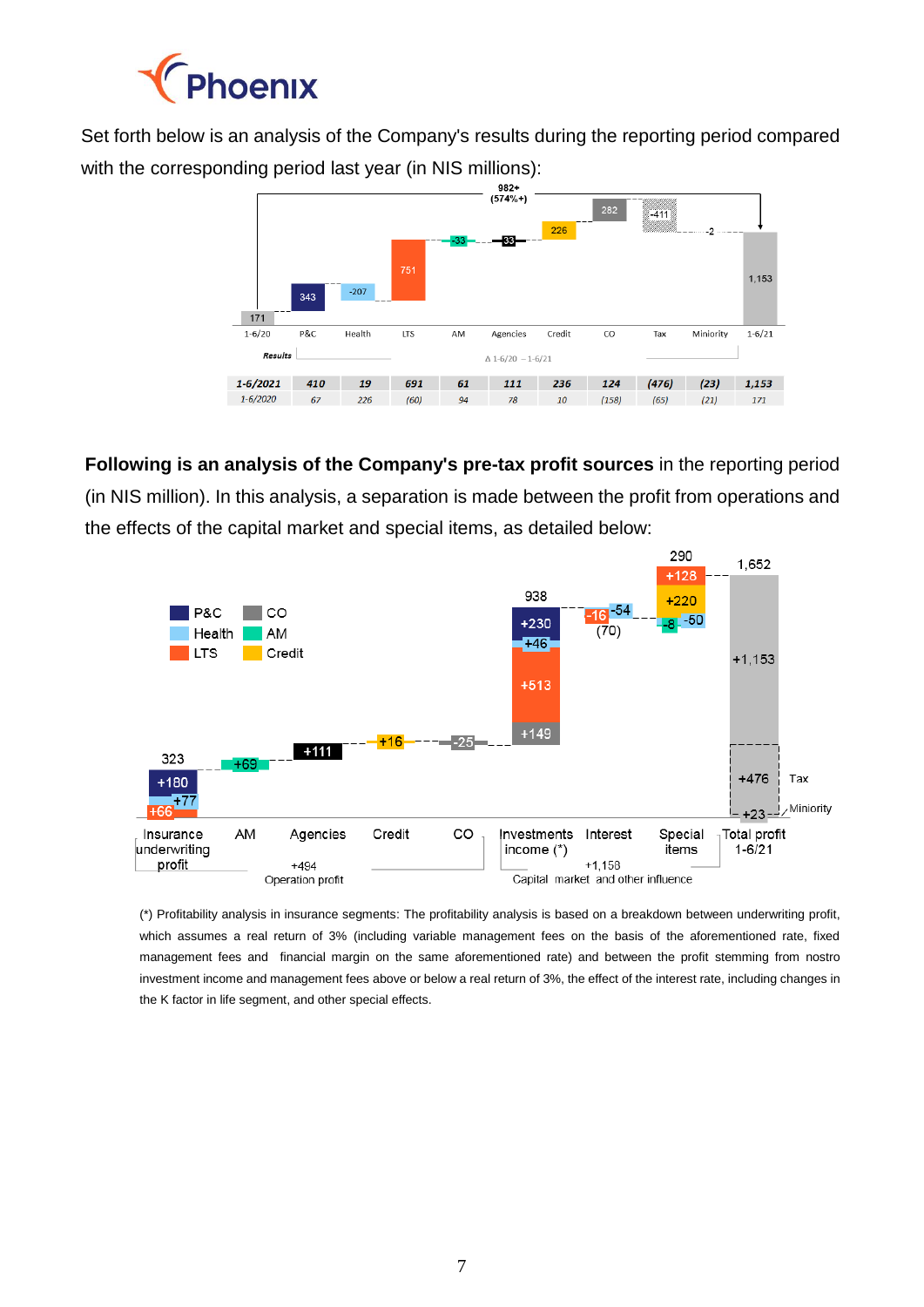Set forth below is an analysis of the Company's results during the reporting period compared with the corresponding period last year (in NIS millions):

| Results | 1-6/20 | P&C | Health | LTS | AM | Agencies | Credit | CO | Tax | Miniority | 1-6/21 |
|---|---|---|---|---|---|---|---|---|---|---|---|
| 1-6/2021 | | 410 | 19 | 691 | 61 | 111 | 236 | 124 | (476) | (23) | 1,153 |
| 1-6/2020 | | 67 | 226 | (60) | 94 | 78 | 10 | (158) | (65) | (21) | 171 |

Δ 1-6/20 – 1-6/21: 982+ (574%+)

**Following is an analysis of the Company's pre-tax profit sources** in the reporting period (in NIS million). In this analysis, a separation is made between the profit from operations and the effects of the capital market and special items, as detailed below:

(*) Profitability analysis in insurance segments: The profitability analysis is based on a breakdown between underwriting profit, which assumes a real return of 3% (including variable management fees on the basis of the aforementioned rate, fixed management fees and financial margin on the same aforementioned rate) and between the profit stemming from nostro investment income and management fees above or below a real return of 3%, the effect of the interest rate, including changes in the K factor in life segment, and other special effects.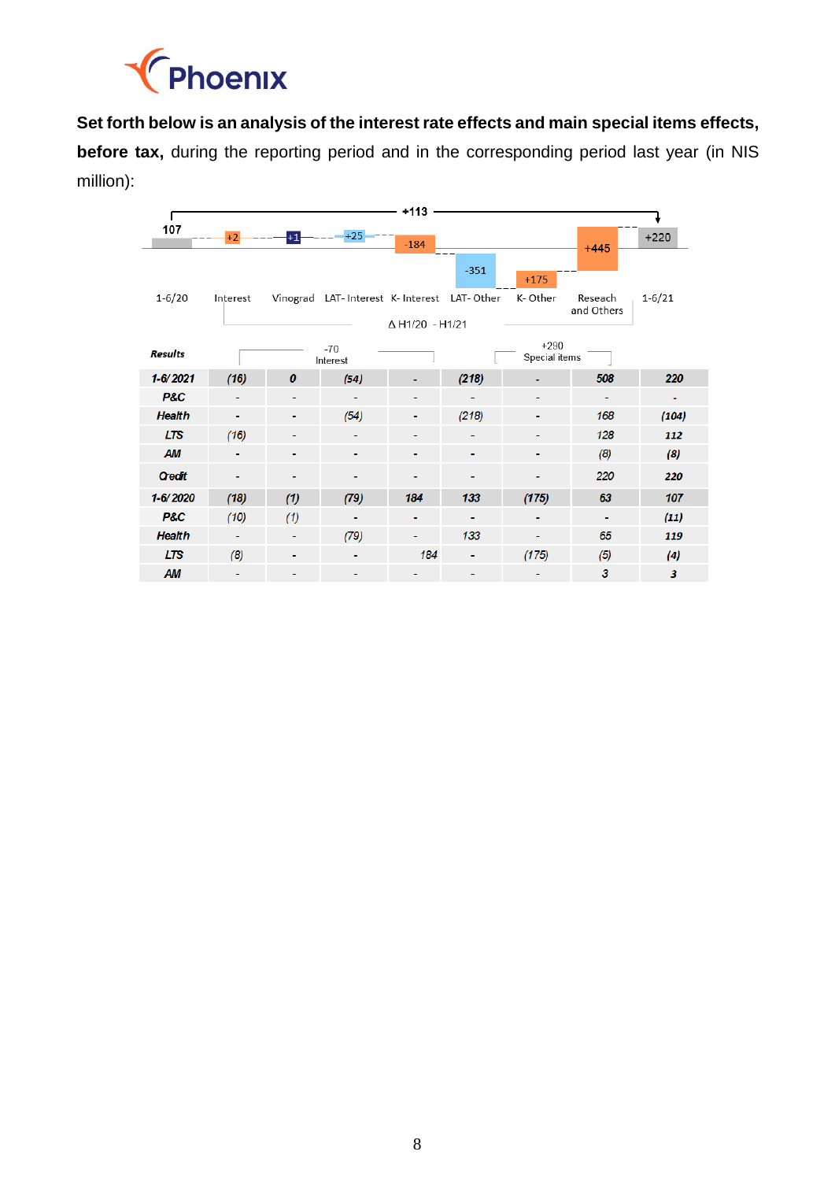Set forth below is an analysis of the interest rate effects and main special items effects, before tax, during the reporting period and in the corresponding period last year (in NIS million):

| 1-6/20 | Interest | Vinograd | LAT- Interest | K- Interest | LAT- Other | K- Other | Reseach and Others | 1-6/21 |
|---|---|---|---|---|---|---|---|---|
| 107 | +2 | +1 | +25 | -184 | -351 | +175 | +445 | +220 |

+113

Δ H1/20 - H1/21

| Results | Interest (-70) | | | | Special items (+290) | | | |
|---|---|---|---|---|---|---|---|---|
| | Interest | Vinograd | LAT- Interest | K- Interest | LAT- Other | K- Other | Reseach and Others | Total |
| **1-6/2021** | **(16)** | **0** | **(54)** | **-** | **(218)** | **-** | **508** | **220** |
| P&C | - | - | - | - | - | - | - | - |
| Health | - | - | (54) | - | (218) | - | 168 | (104) |
| LTS | (16) | - | - | - | - | - | 128 | 112 |
| AM | - | - | - | - | - | - | (8) | (8) |
| Credit | - | - | - | - | - | - | 220 | 220 |
| **1-6/2020** | **(18)** | **(1)** | **(79)** | **184** | **133** | **(175)** | **63** | **107** |
| P&C | (10) | (1) | - | - | - | - | - | (11) |
| Health | - | - | (79) | - | 133 | - | 65 | 119 |
| LTS | (8) | - | - | 184 | - | (175) | (5) | (4) |
| AM | - | - | - | - | - | - | 3 | 3 |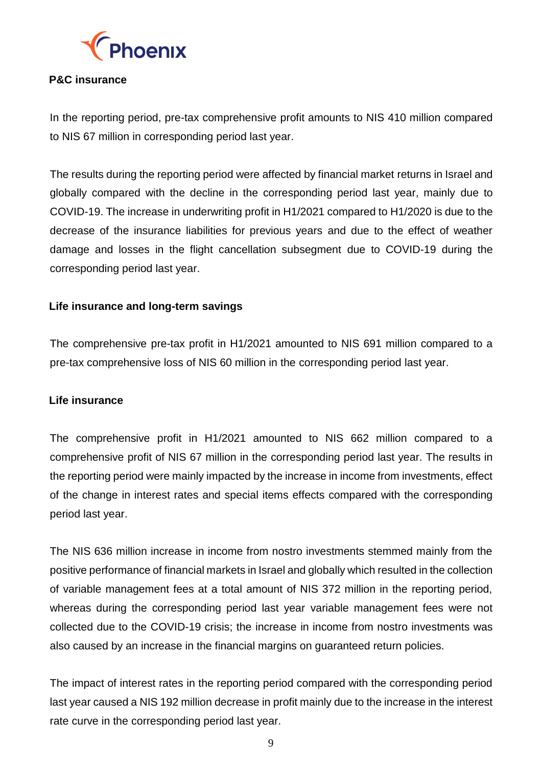### P&C insurance

In the reporting period, pre-tax comprehensive profit amounts to NIS 410 million compared to NIS 67 million in corresponding period last year.

The results during the reporting period were affected by financial market returns in Israel and globally compared with the decline in the corresponding period last year, mainly due to COVID-19. The increase in underwriting profit in H1/2021 compared to H1/2020 is due to the decrease of the insurance liabilities for previous years and due to the effect of weather damage and losses in the flight cancellation subsegment due to COVID-19 during the corresponding period last year.

### Life insurance and long-term savings

The comprehensive pre-tax profit in H1/2021 amounted to NIS 691 million compared to a pre-tax comprehensive loss of NIS 60 million in the corresponding period last year.

### Life insurance

The comprehensive profit in H1/2021 amounted to NIS 662 million compared to a comprehensive profit of NIS 67 million in the corresponding period last year. The results in the reporting period were mainly impacted by the increase in income from investments, effect of the change in interest rates and special items effects compared with the corresponding period last year.

The NIS 636 million increase in income from nostro investments stemmed mainly from the positive performance of financial markets in Israel and globally which resulted in the collection of variable management fees at a total amount of NIS 372 million in the reporting period, whereas during the corresponding period last year variable management fees were not collected due to the COVID-19 crisis; the increase in income from nostro investments was also caused by an increase in the financial margins on guaranteed return policies.

The impact of interest rates in the reporting period compared with the corresponding period last year caused a NIS 192 million decrease in profit mainly due to the increase in the interest rate curve in the corresponding period last year.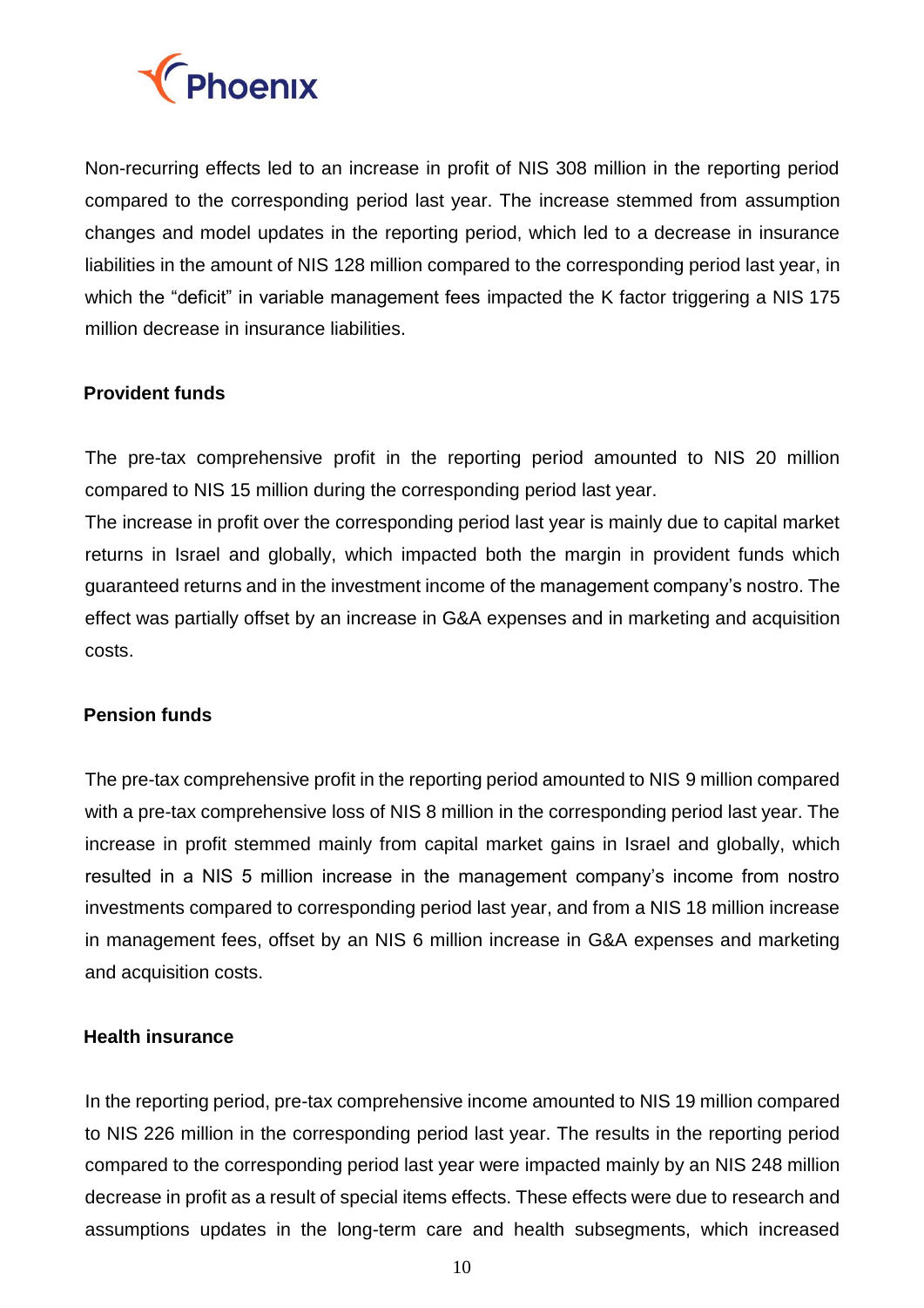Non-recurring effects led to an increase in profit of NIS 308 million in the reporting period compared to the corresponding period last year. The increase stemmed from assumption changes and model updates in the reporting period, which led to a decrease in insurance liabilities in the amount of NIS 128 million compared to the corresponding period last year, in which the "deficit" in variable management fees impacted the K factor triggering a NIS 175 million decrease in insurance liabilities.

**Provident funds**

The pre-tax comprehensive profit in the reporting period amounted to NIS 20 million compared to NIS 15 million during the corresponding period last year.
The increase in profit over the corresponding period last year is mainly due to capital market returns in Israel and globally, which impacted both the margin in provident funds which guaranteed returns and in the investment income of the management company's nostro. The effect was partially offset by an increase in G&A expenses and in marketing and acquisition costs.

**Pension funds**

The pre-tax comprehensive profit in the reporting period amounted to NIS 9 million compared with a pre-tax comprehensive loss of NIS 8 million in the corresponding period last year. The increase in profit stemmed mainly from capital market gains in Israel and globally, which resulted in a NIS 5 million increase in the management company's income from nostro investments compared to corresponding period last year, and from a NIS 18 million increase in management fees, offset by an NIS 6 million increase in G&A expenses and marketing and acquisition costs.

**Health insurance**

In the reporting period, pre-tax comprehensive income amounted to NIS 19 million compared to NIS 226 million in the corresponding period last year. The results in the reporting period compared to the corresponding period last year were impacted mainly by an NIS 248 million decrease in profit as a result of special items effects. These effects were due to research and assumptions updates in the long-term care and health subsegments, which increased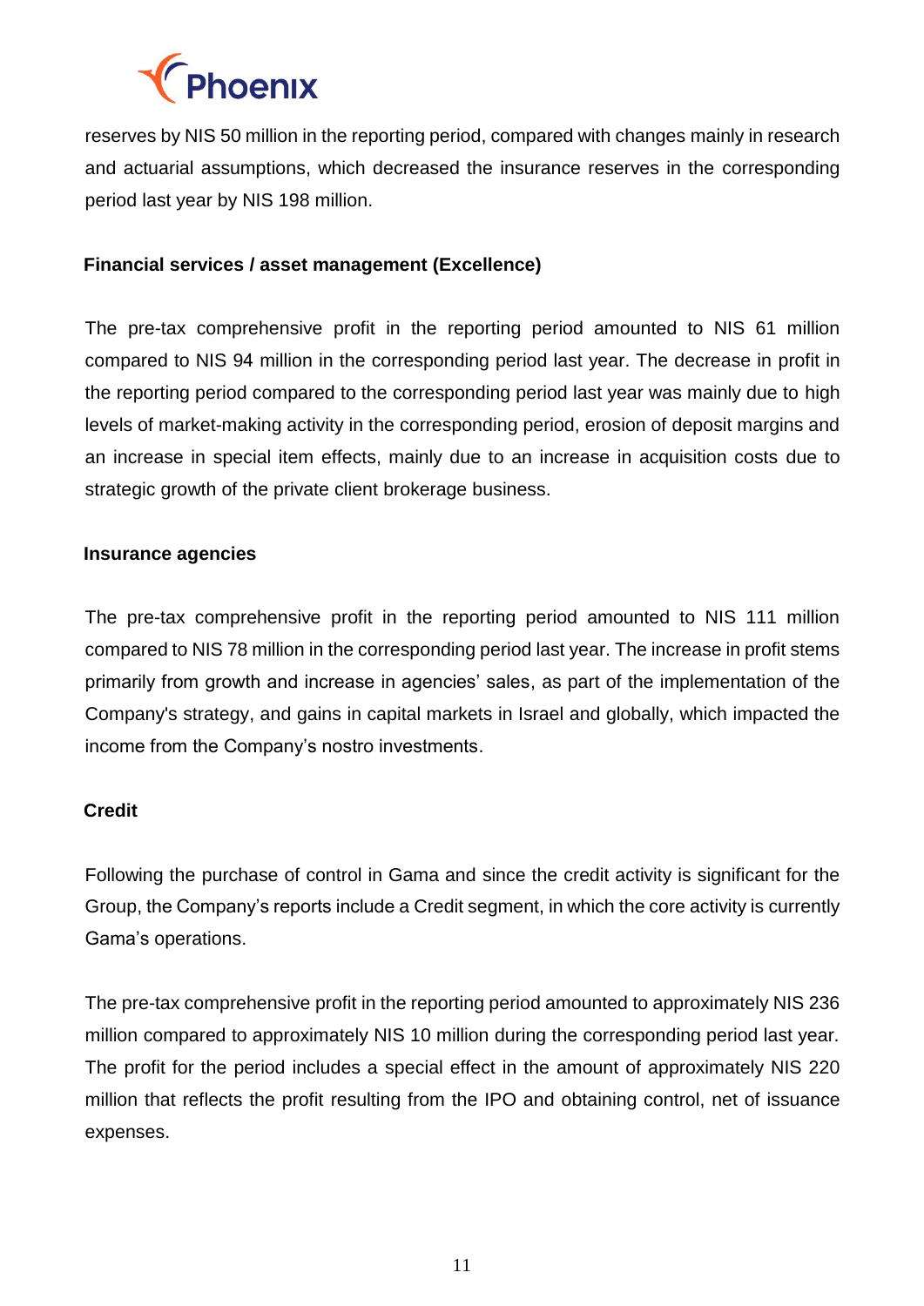reserves by NIS 50 million in the reporting period, compared with changes mainly in research and actuarial assumptions, which decreased the insurance reserves in the corresponding period last year by NIS 198 million.

**Financial services / asset management (Excellence)**

The pre-tax comprehensive profit in the reporting period amounted to NIS 61 million compared to NIS 94 million in the corresponding period last year. The decrease in profit in the reporting period compared to the corresponding period last year was mainly due to high levels of market-making activity in the corresponding period, erosion of deposit margins and an increase in special item effects, mainly due to an increase in acquisition costs due to strategic growth of the private client brokerage business.

**Insurance agencies**

The pre-tax comprehensive profit in the reporting period amounted to NIS 111 million compared to NIS 78 million in the corresponding period last year. The increase in profit stems primarily from growth and increase in agencies' sales, as part of the implementation of the Company's strategy, and gains in capital markets in Israel and globally, which impacted the income from the Company's nostro investments.

**Credit**

Following the purchase of control in Gama and since the credit activity is significant for the Group, the Company's reports include a Credit segment, in which the core activity is currently Gama's operations.

The pre-tax comprehensive profit in the reporting period amounted to approximately NIS 236 million compared to approximately NIS 10 million during the corresponding period last year. The profit for the period includes a special effect in the amount of approximately NIS 220 million that reflects the profit resulting from the IPO and obtaining control, net of issuance expenses.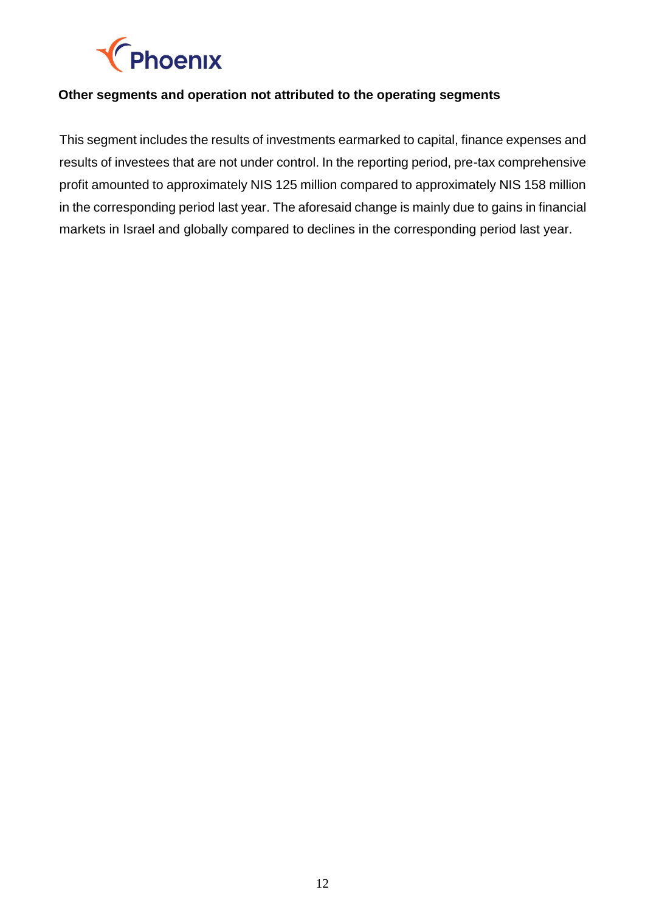**Other segments and operation not attributed to the operating segments**

This segment includes the results of investments earmarked to capital, finance expenses and results of investees that are not under control. In the reporting period, pre-tax comprehensive profit amounted to approximately NIS 125 million compared to approximately NIS 158 million in the corresponding period last year. The aforesaid change is mainly due to gains in financial markets in Israel and globally compared to declines in the corresponding period last year.